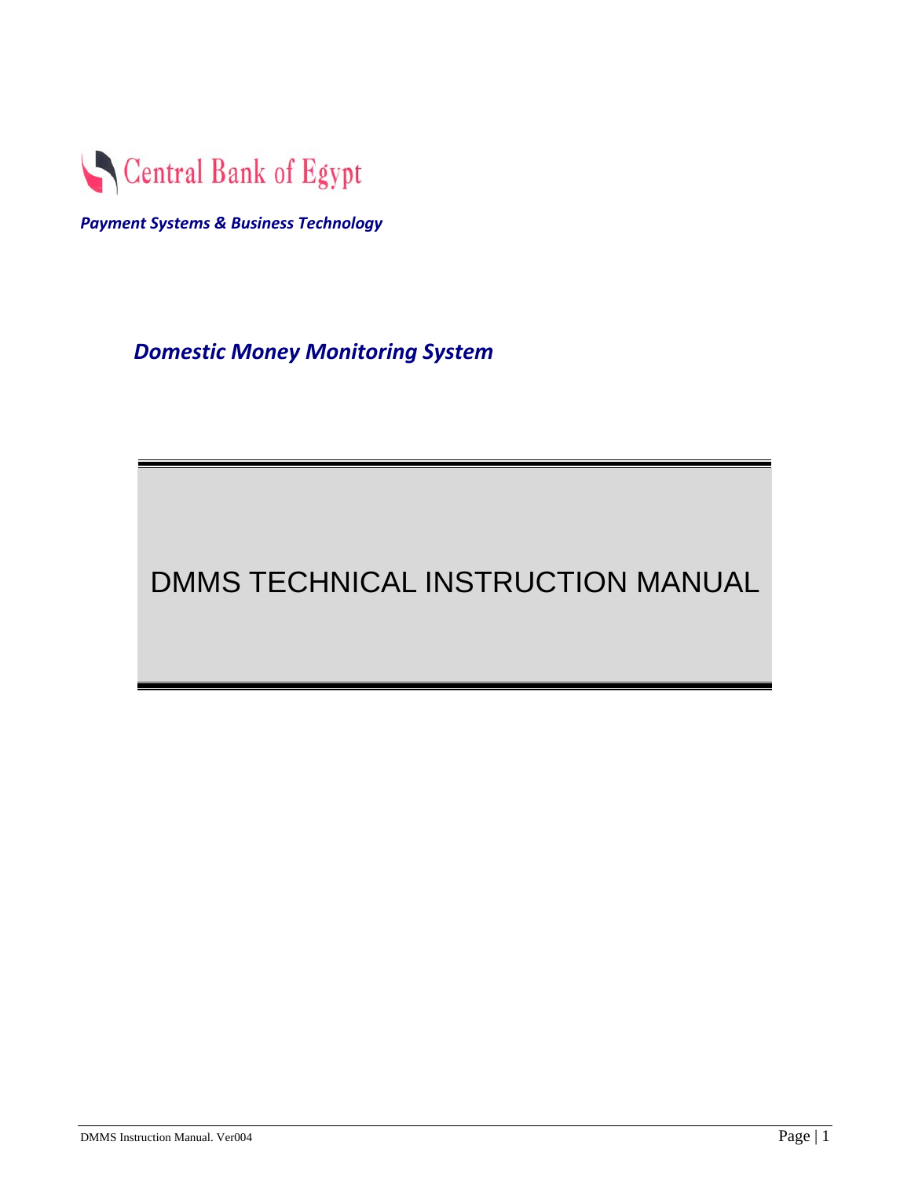Central Bank of Egypt

***Payment Systems & Business Technology***

## *Domestic Money Monitoring System*

# DMMS TECHNICAL INSTRUCTION MANUAL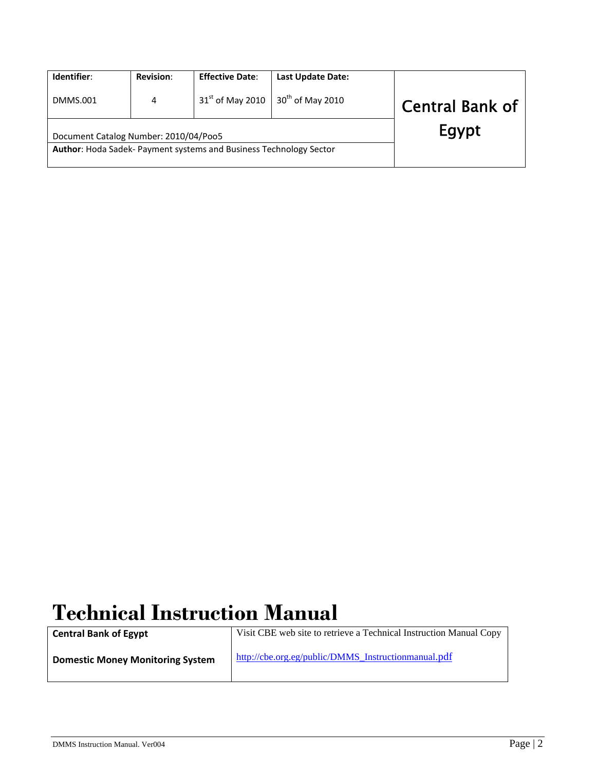| Identifier: | Revision: | Effective Date: | Last Update Date: | Central Bank of Egypt |
|---|---|---|---|---|
| DMMS.001 | 4 | 31st of May 2010 | 30th of May 2010 | |
| Document Catalog Number: 2010/04/Poo5 | | | | |
| **Author**: Hoda Sadek- Payment systems and Business Technology Sector | | | | |

# Technical Instruction Manual

| **Central Bank of Egypt** | Visit CBE web site to retrieve a Technical Instruction Manual Copy |
|---|---|
| **Domestic Money Monitoring System** | http://cbe.org.eg/public/DMMS_Instructionmanual.pdf |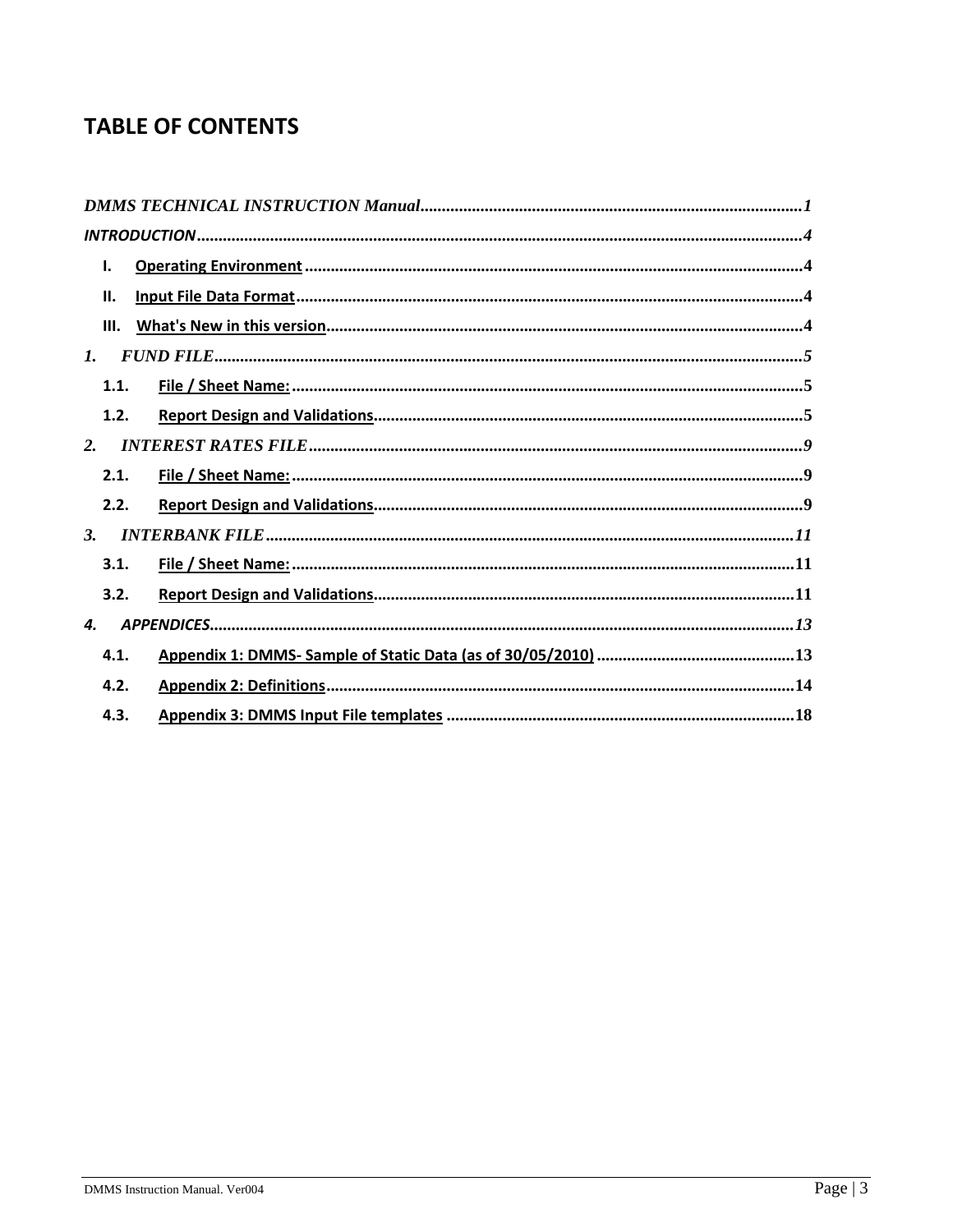# TABLE OF CONTENTS

*DMMS TECHNICAL INSTRUCTION Manual*........................................................................................**1**

*INTRODUCTION*............................................................................................................................**4**

- **I. Operating Environment**..................................................................................................**4**
- **II. Input File Data Format**....................................................................................................**4**
- **III. What's New in this version**...........................................................................................**4**

***1. FUND FILE***.....................................................................................................................**5**

- **1.1. File / Sheet Name:**......................................................................................................**5**
- **1.2. Report Design and Validations**...................................................................................**5**

***2. INTEREST RATES FILE***...................................................................................................**9**

- **2.1. File / Sheet Name:**......................................................................................................**9**
- **2.2. Report Design and Validations**...................................................................................**9**

***3. INTERBANK FILE***.........................................................................................................**11**

- **3.1. File / Sheet Name:**....................................................................................................**11**
- **3.2. Report Design and Validations**.................................................................................**11**

***4. APPENDICES***.................................................................................................................**13**

- **4.1. Appendix 1: DMMS- Sample of Static Data (as of 30/05/2010)**..............................................**13**
- **4.2. Appendix 2: Definitions**............................................................................................**14**
- **4.3. Appendix 3: DMMS Input File templates**.................................................................**18**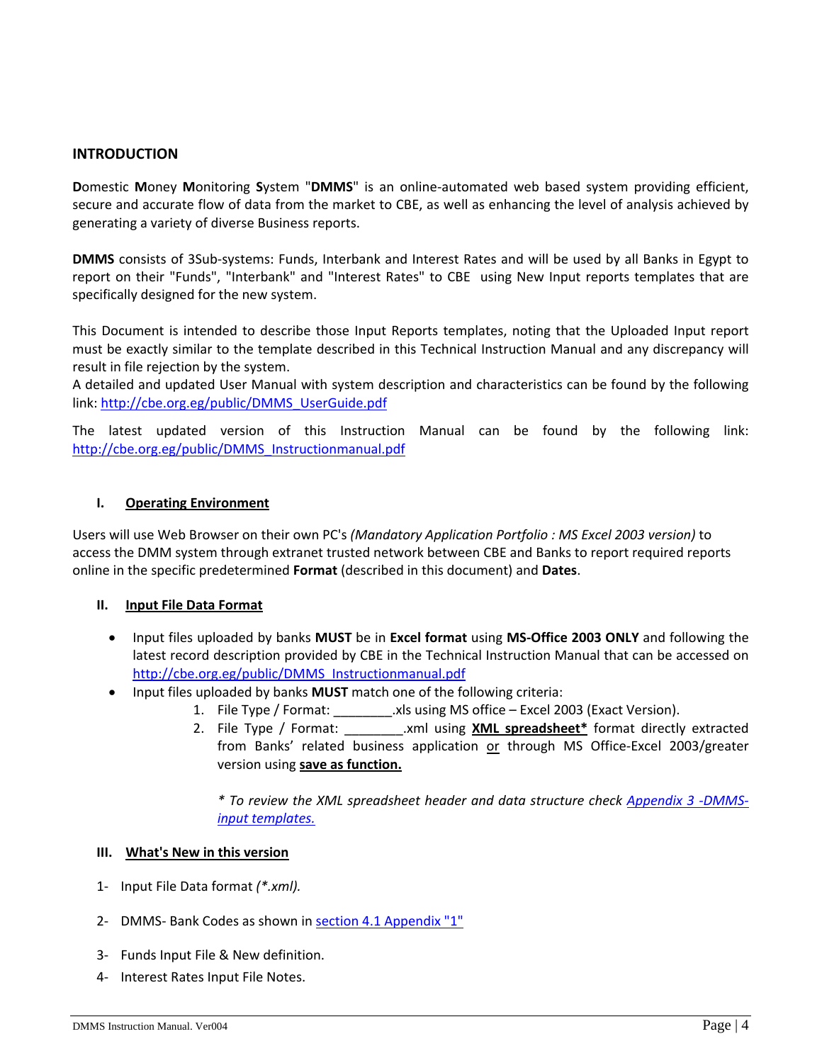## INTRODUCTION

**D**omestic **M**oney **M**onitoring **S**ystem "**DMMS**" is an online-automated web based system providing efficient, secure and accurate flow of data from the market to CBE, as well as enhancing the level of analysis achieved by generating a variety of diverse Business reports.

**DMMS** consists of 3Sub-systems: Funds, Interbank and Interest Rates and will be used by all Banks in Egypt to report on their "Funds", "Interbank" and "Interest Rates" to CBE using New Input reports templates that are specifically designed for the new system.

This Document is intended to describe those Input Reports templates, noting that the Uploaded Input report must be exactly similar to the template described in this Technical Instruction Manual and any discrepancy will result in file rejection by the system.
A detailed and updated User Manual with system description and characteristics can be found by the following link: http://cbe.org.eg/public/DMMS_UserGuide.pdf

The latest updated version of this Instruction Manual can be found by the following link: http://cbe.org.eg/public/DMMS_Instructionmanual.pdf

### I. Operating Environment

Users will use Web Browser on their own PC's *(Mandatory Application Portfolio : MS Excel 2003 version)* to access the DMM system through extranet trusted network between CBE and Banks to report required reports online in the specific predetermined **Format** (described in this document) and **Dates**.

### II. Input File Data Format

- Input files uploaded by banks **MUST** be in **Excel format** using **MS-Office 2003 ONLY** and following the latest record description provided by CBE in the Technical Instruction Manual that can be accessed on http://cbe.org.eg/public/DMMS_Instructionmanual.pdf
- Input files uploaded by banks **MUST** match one of the following criteria:
  1. File Type / Format: ________.xls using MS office – Excel 2003 (Exact Version).
  2. File Type / Format: ________.xml using **XML spreadsheet*** format directly extracted from Banks' related business application or through MS Office-Excel 2003/greater version using **save as function.**

  *\* To review the XML spreadsheet header and data structure check Appendix 3 -DMMS-input templates.*

### III. What's New in this version

1- Input File Data format *(\*.xml).*

2- DMMS- Bank Codes as shown in section 4.1 Appendix "1"

3- Funds Input File & New definition.

4- Interest Rates Input File Notes.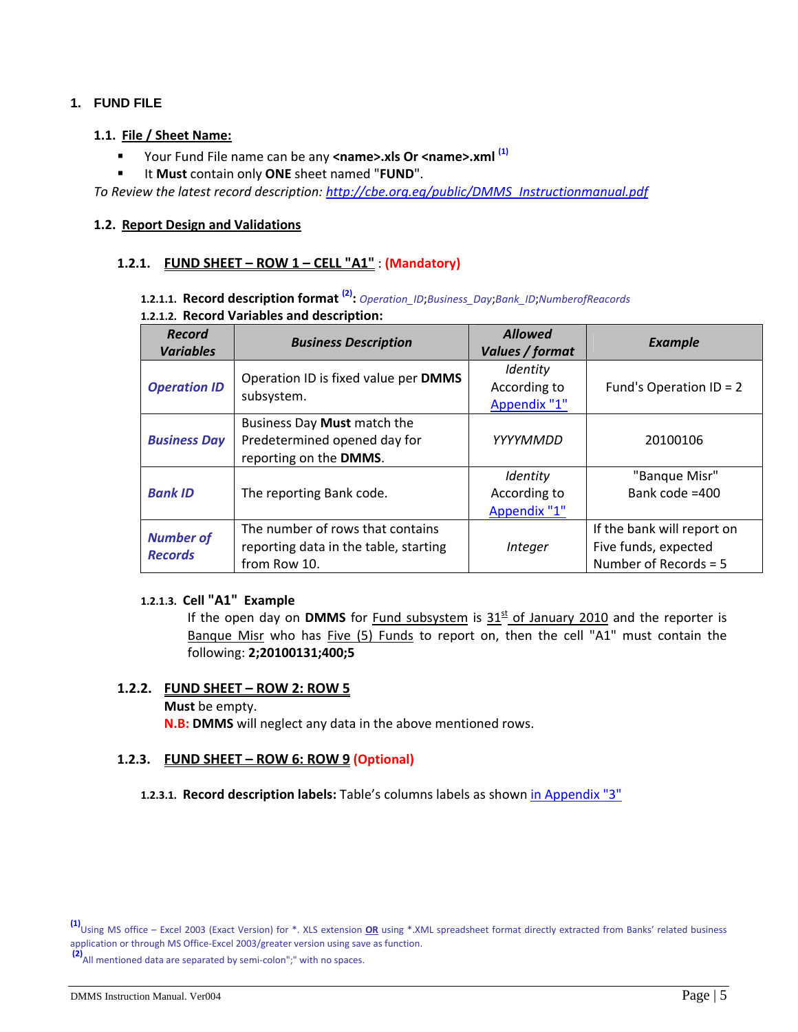# 1. FUND FILE

## 1.1. File / Sheet Name:

- Your Fund File name can be any **<name>.xls Or <name>.xml** [(1)]
- It **Must** contain only **ONE** sheet named "**FUND**".

*To Review the latest record description: http://cbe.org.eg/public/DMMS_Instructionmanual.pdf*

## 1.2. Report Design and Validations

### 1.2.1. FUND SHEET – ROW 1 – CELL "A1" : (Mandatory)

#### 1.2.1.1. Record description format [(2)]: *Operation_ID;Business_Day;Bank_ID;NumberofReacords*

#### 1.2.1.2. Record Variables and description:

| Record Variables | Business Description | Allowed Values / format | Example |
|---|---|---|---|
| ***Operation ID*** | Operation ID is fixed value per **DMMS** subsystem. | *Identity* According to Appendix "1" | Fund's Operation ID = 2 |
| ***Business Day*** | Business Day **Must** match the Predetermined opened day for reporting on the **DMMS**. | *YYYYMMDD* | 20100106 |
| ***Bank ID*** | The reporting Bank code. | *Identity* According to Appendix "1" | "Banque Misr" Bank code =400 |
| ***Number of Records*** | The number of rows that contains reporting data in the table, starting from Row 10. | *Integer* | If the bank will report on Five funds, expected Number of Records = 5 |

#### 1.2.1.3. Cell "A1" Example

If the open day on **DMMS** for Fund subsystem is 31st of January 2010 and the reporter is Banque Misr who has Five (5) Funds to report on, then the cell "A1" must contain the following: **2;20100131;400;5**

### 1.2.2. FUND SHEET – ROW 2: ROW 5

**Must** be empty.

**N.B: DMMS** will neglect any data in the above mentioned rows.

### 1.2.3. FUND SHEET – ROW 6: ROW 9 (Optional)

#### 1.2.3.1. Record description labels: Table's columns labels as shown in Appendix "3"

---

[(1)] Using MS office – Excel 2003 (Exact Version) for *. XLS extension **OR** using *.XML spreadsheet format directly extracted from Banks' related business application or through MS Office-Excel 2003/greater version using save as function.

[(2)] All mentioned data are separated by semi-colon";" with no spaces.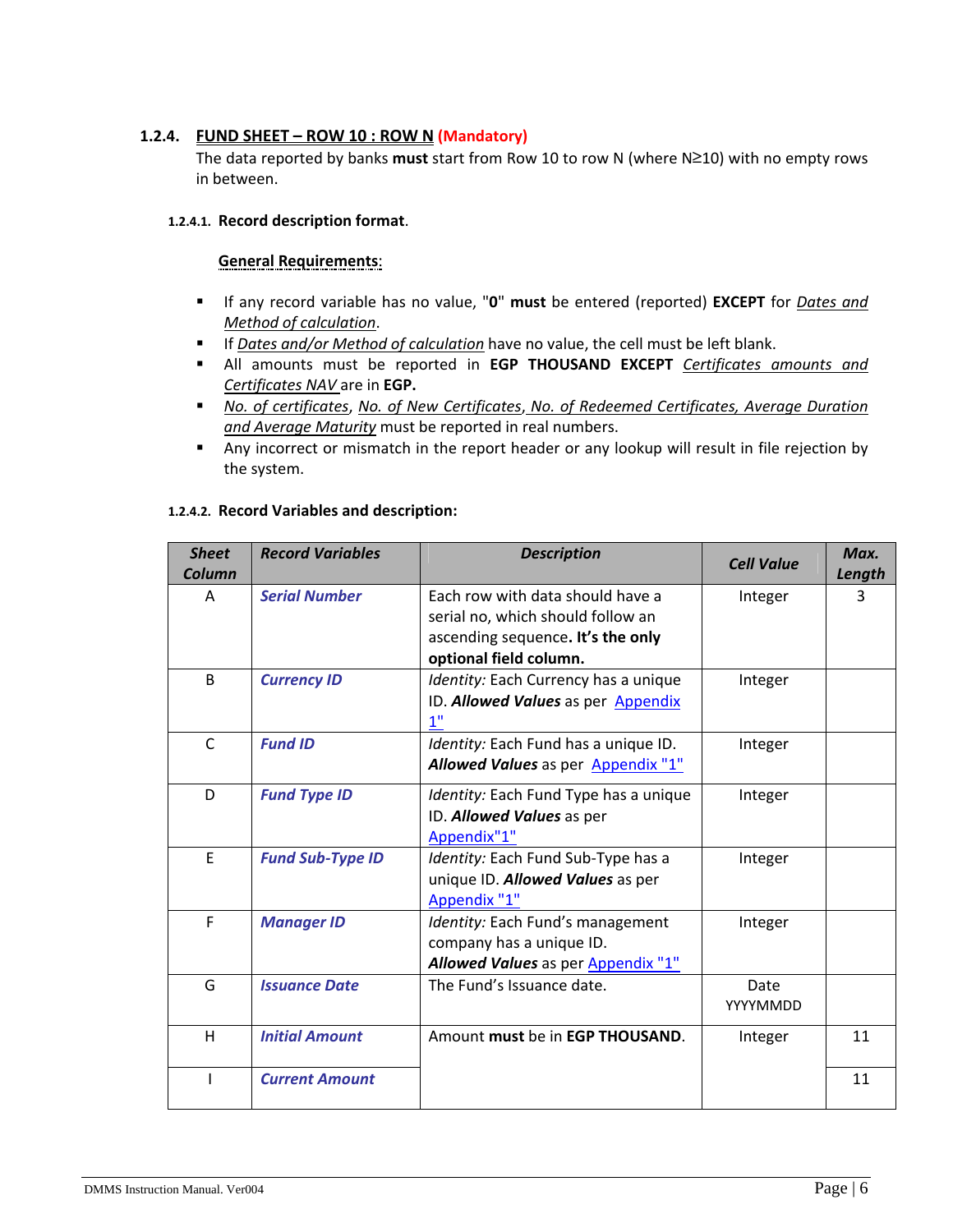### 1.2.4. FUND SHEET – ROW 10 : ROW N (Mandatory)

The data reported by banks **must** start from Row 10 to row N (where N≥10) with no empty rows in between.

#### 1.2.4.1. Record description format.

**General Requirements**:

- If any record variable has no value, "**0**" **must** be entered (reported) **EXCEPT** for *Dates and Method of calculation*.
- If *Dates and/or Method of calculation* have no value, the cell must be left blank.
- All amounts must be reported in **EGP THOUSAND EXCEPT** *Certificates amounts and Certificates NAV* are in **EGP.**
- *No. of certificates*, *No. of New Certificates*, *No. of Redeemed Certificates, Average Duration and Average Maturity* must be reported in real numbers.
- Any incorrect or mismatch in the report header or any lookup will result in file rejection by the system.

#### 1.2.4.2. Record Variables and description:

| *Sheet Column* | *Record Variables* | *Description* | *Cell Value* | *Max. Length* |
|---|---|---|---|---|
| A | ***Serial Number*** | Each row with data should have a serial no, which should follow an ascending sequence**. It's the only optional field column.** | Integer | 3 |
| B | ***Currency ID*** | *Identity:* Each Currency has a unique ID. ***Allowed Values*** as per Appendix 1" | Integer | |
| C | ***Fund ID*** | *Identity:* Each Fund has a unique ID. ***Allowed Values*** as per Appendix "1" | Integer | |
| D | ***Fund Type ID*** | *Identity:* Each Fund Type has a unique ID. ***Allowed Values*** as per Appendix"1" | Integer | |
| E | ***Fund Sub-Type ID*** | *Identity:* Each Fund Sub-Type has a unique ID. ***Allowed Values*** as per Appendix "1" | Integer | |
| F | ***Manager ID*** | *Identity:* Each Fund's management company has a unique ID. ***Allowed Values*** as per Appendix "1" | Integer | |
| G | ***Issuance Date*** | The Fund's Issuance date. | Date YYYYMMDD | |
| H | ***Initial Amount*** | Amount **must** be in **EGP THOUSAND**. | Integer | 11 |
| I | ***Current Amount*** | | | 11 |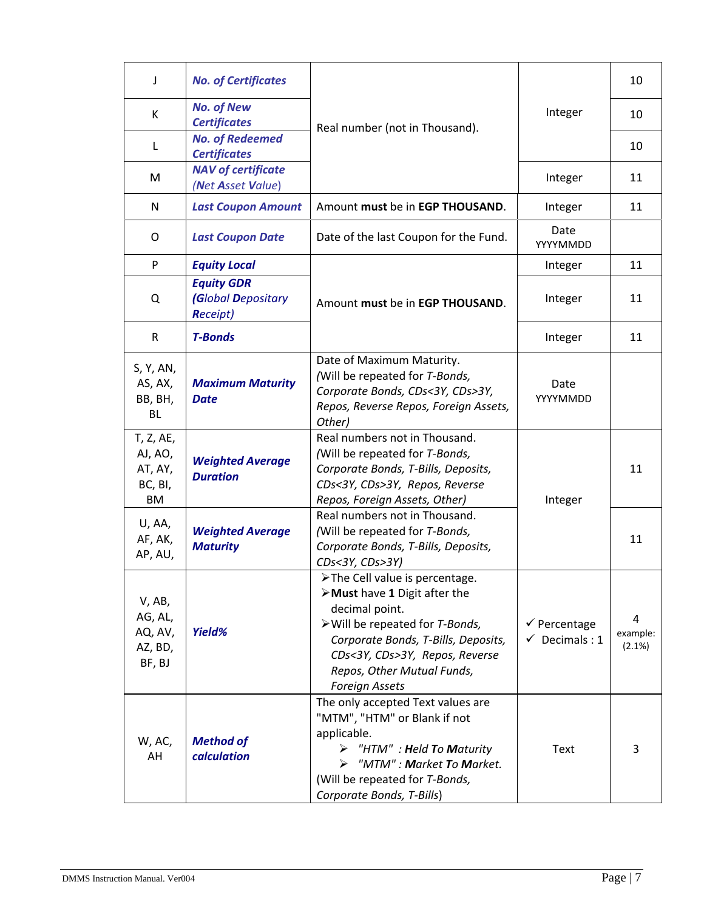| | | | | |
|---|---|---|---|---|
| J | ***No. of Certificates*** | Real number (not in Thousand). | Integer | 10 |
| K | ***No. of New Certificates*** | | | 10 |
| L | ***No. of Redeemed Certificates*** | | | 10 |
| M | ***NAV of certificate*** *(**N**et **A**sset **V**alue)* | | Integer | 11 |
| N | ***Last Coupon Amount*** | Amount **must** be in **EGP THOUSAND**. | Integer | 11 |
| O | ***Last Coupon Date*** | Date of the last Coupon for the Fund. | Date YYYYMMDD | |
| P | ***Equity Local*** | Amount **must** be in **EGP THOUSAND**. | Integer | 11 |
| Q | ***Equity GDR*** *(**G**lobal **D**epositary **R**eceipt)* | | Integer | 11 |
| R | ***T-Bonds*** | | Integer | 11 |
| S, Y, AN, AS, AX, BB, BH, BL | ***Maximum Maturity Date*** | Date of Maximum Maturity. (Will be repeated for *T-Bonds, Corporate Bonds, CDs<3Y, CDs>3Y, Repos, Reverse Repos, Foreign Assets, Other*) | Date YYYYMMDD | |
| T, Z, AE, AJ, AO, AT, AY, BC, BI, BM | ***Weighted Average Duration*** | Real numbers not in Thousand. (Will be repeated for *T-Bonds, Corporate Bonds, T-Bills, Deposits, CDs<3Y, CDs>3Y, Repos, Reverse Repos, Foreign Assets, Other*) | Integer | 11 |
| U, AA, AF, AK, AP, AU, | ***Weighted Average Maturity*** | Real numbers not in Thousand. (Will be repeated for *T-Bonds, Corporate Bonds, T-Bills, Deposits, CDs<3Y, CDs>3Y*) | | 11 |
| V, AB, AG, AL, AQ, AV, AZ, BD, BF, BJ | ***Yield%*** | ➢ The Cell value is percentage. ➢ **Must** have **1** Digit after the decimal point. ➢ Will be repeated for *T-Bonds, Corporate Bonds, T-Bills, Deposits, CDs<3Y, CDs>3Y, Repos, Reverse Repos, Other Mutual Funds, Foreign Assets* | ✓ Percentage ✓ Decimals : 1 | 4 example: (2.1%) |
| W, AC, AH | ***Method of calculation*** | The only accepted Text values are "MTM", "HTM" or Blank if not applicable. ➢ *"HTM" : **H**eld **T**o **M**aturity* ➢ *"MTM" : **M**arket **T**o **M**arket.* (Will be repeated for *T-Bonds, Corporate Bonds, T-Bills*) | Text | 3 |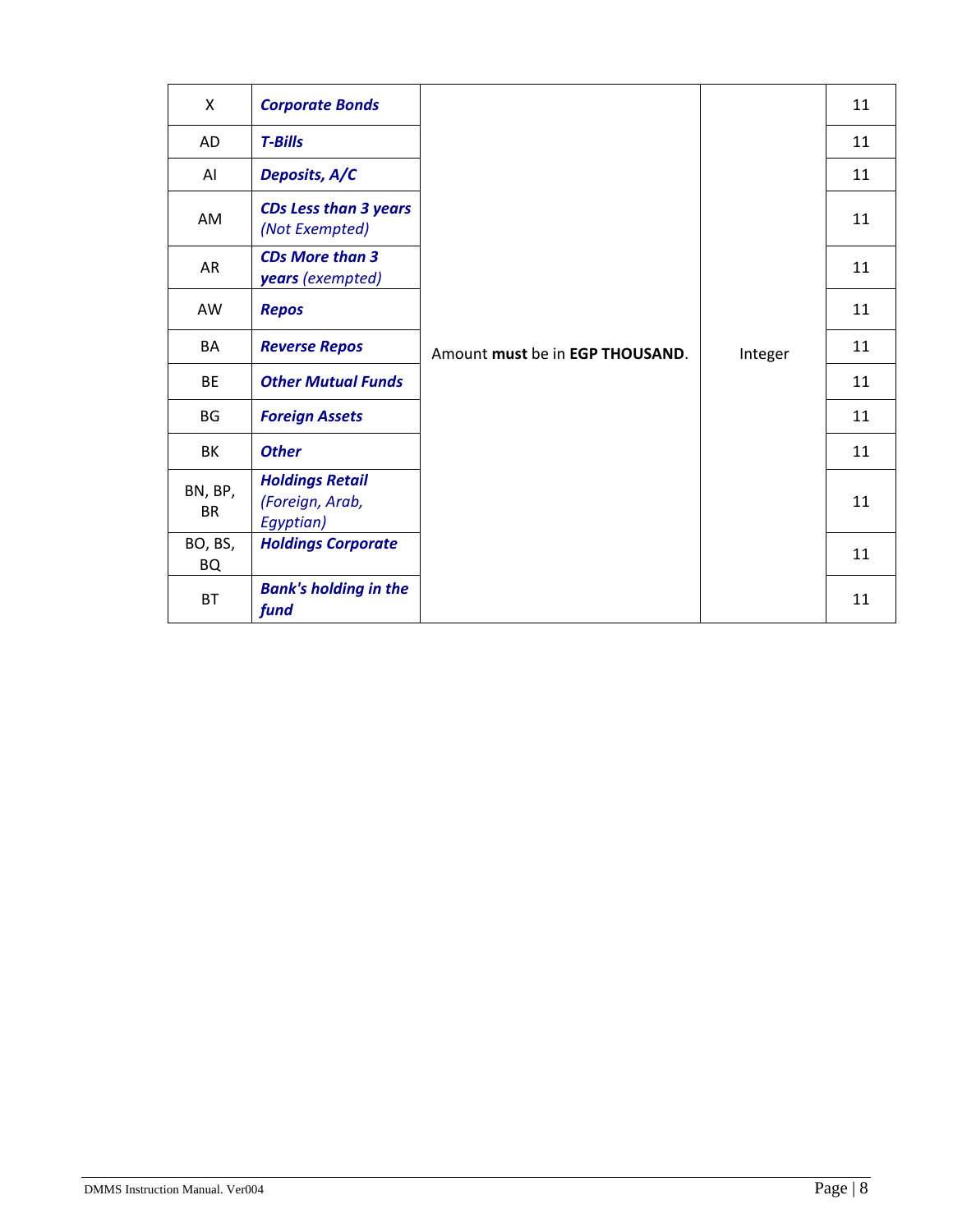| | | | | |
|---|---|---|---|---|
| X | ***Corporate Bonds*** | Amount **must** be in **EGP THOUSAND**. | Integer | 11 |
| AD | ***T-Bills*** | | | 11 |
| AI | ***Deposits, A/C*** | | | 11 |
| AM | ***CDs Less than 3 years*** *(Not Exempted)* | | | 11 |
| AR | ***CDs More than 3 years*** *(exempted)* | | | 11 |
| AW | ***Repos*** | | | 11 |
| BA | ***Reverse Repos*** | | | 11 |
| BE | ***Other Mutual Funds*** | | | 11 |
| BG | ***Foreign Assets*** | | | 11 |
| BK | ***Other*** | | | 11 |
| BN, BP, BR | ***Holdings Retail*** *(Foreign, Arab, Egyptian)* | | | 11 |
| BO, BS, BQ | ***Holdings Corporate*** | | | 11 |
| BT | ***Bank's holding in the fund*** | | | 11 |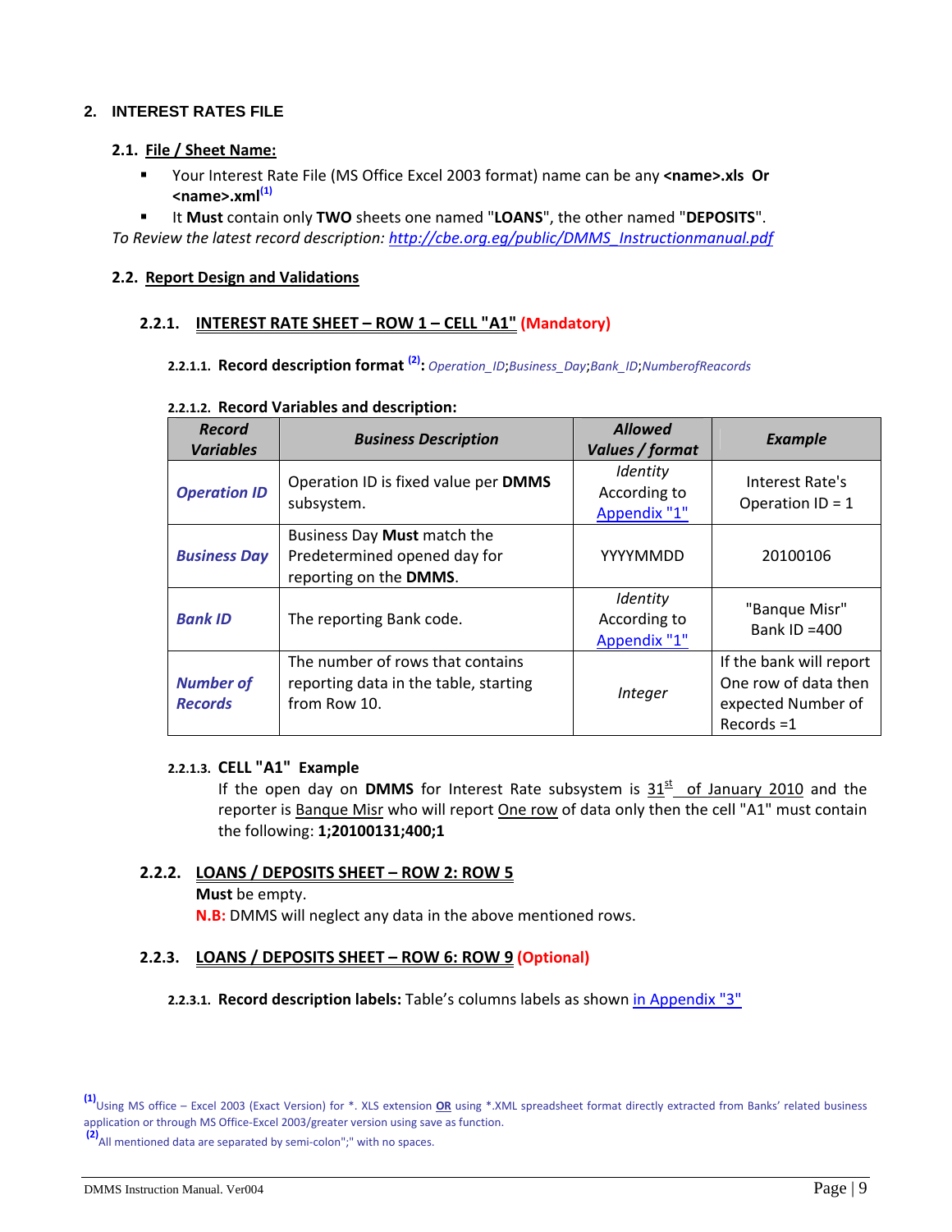## 2. INTEREST RATES FILE

### 2.1. File / Sheet Name:

- Your Interest Rate File (MS Office Excel 2003 format) name can be any **<name>.xls Or <name>.xml**[(1)]
- It **Must** contain only **TWO** sheets one named "**LOANS**", the other named "**DEPOSITS**".

*To Review the latest record description: http://cbe.org.eg/public/DMMS_Instructionmanual.pdf*

### 2.2. Report Design and Validations

#### 2.2.1. INTEREST RATE SHEET – ROW 1 – CELL "A1" (Mandatory)

##### 2.2.1.1. Record description format [(2)]: *Operation_ID;Business_Day;Bank_ID;NumberofReacords*

##### 2.2.1.2. Record Variables and description:

| *Record Variables* | *Business Description* | *Allowed Values / format* | *Example* |
|---|---|---|---|
| ***Operation ID*** | Operation ID is fixed value per **DMMS** subsystem. | *Identity* According to Appendix "1" | Interest Rate's Operation ID = 1 |
| ***Business Day*** | Business Day **Must** match the Predetermined opened day for reporting on the **DMMS**. | YYYYMMDD | 20100106 |
| ***Bank ID*** | The reporting Bank code. | *Identity* According to Appendix "1" | "Banque Misr" Bank ID =400 |
| ***Number of Records*** | The number of rows that contains reporting data in the table, starting from Row 10. | *Integer* | If the bank will report One row of data then expected Number of Records =1 |

##### 2.2.1.3. CELL "A1" Example

If the open day on **DMMS** for Interest Rate subsystem is 31st of January 2010 and the reporter is Banque Misr who will report One row of data only then the cell "A1" must contain the following: **1;20100131;400;1**

#### 2.2.2. LOANS / DEPOSITS SHEET – ROW 2: ROW 5

**Must** be empty.

**N.B:** DMMS will neglect any data in the above mentioned rows.

#### 2.2.3. LOANS / DEPOSITS SHEET – ROW 6: ROW 9 (Optional)

##### 2.2.3.1. Record description labels: Table's columns labels as shown in Appendix "3"

---

[(1)] Using MS office – Excel 2003 (Exact Version) for *. XLS extension **OR** using *.XML spreadsheet format directly extracted from Banks' related business application or through MS Office-Excel 2003/greater version using save as function.

[(2)] All mentioned data are separated by semi-colon";" with no spaces.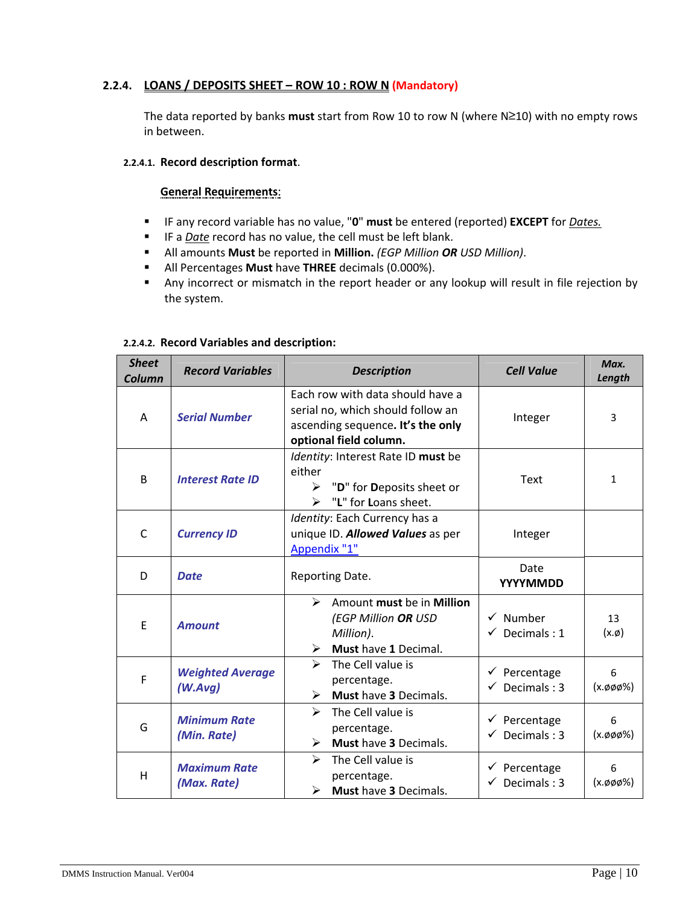### 2.2.4. LOANS / DEPOSITS SHEET – ROW 10 : ROW N (Mandatory)

The data reported by banks **must** start from Row 10 to row N (where N≥10) with no empty rows in between.

#### 2.2.4.1. Record description format.

**General Requirements**:

- IF any record variable has no value, "**0**" **must** be entered (reported) **EXCEPT** for *Dates.*
- IF a *Date* record has no value, the cell must be left blank.
- All amounts **Must** be reported in **Million.** *(EGP Million **OR** USD Million)*.
- All Percentages **Must** have **THREE** decimals (0.000%).
- Any incorrect or mismatch in the report header or any lookup will result in file rejection by the system.

#### 2.2.4.2. Record Variables and description:

| ***Sheet Column*** | ***Record Variables*** | ***Description*** | ***Cell Value*** | ***Max. Length*** |
|---|---|---|---|---|
| A | ***Serial Number*** | Each row with data should have a serial no, which should follow an ascending sequence**. It's the only optional field column.** | Integer | 3 |
| B | ***Interest Rate ID*** | *Identity*: Interest Rate ID **must** be either<br>➢ "**D**" for **D**eposits sheet or<br>➢ "**L**" for **L**oans sheet. | Text | 1 |
| C | ***Currency ID*** | *Identity*: Each Currency has a unique ID. ***Allowed Values*** as per Appendix "1" | Integer | |
| D | ***Date*** | Reporting Date. | Date<br>**YYYYMMDD** | |
| E | ***Amount*** | ➢ Amount **must** be in **Million** *(EGP Million **OR** USD Million)*.<br>➢ **Must** have **1** Decimal. | ✓ Number<br>✓ Decimals : 1 | 13<br>(x.ø) |
| F | ***Weighted Average (W.Avg)*** | ➢ The Cell value is percentage.<br>➢ **Must** have **3** Decimals. | ✓ Percentage<br>✓ Decimals : 3 | 6<br>(x.øøø%) |
| G | ***Minimum Rate (Min. Rate)*** | ➢ The Cell value is percentage.<br>➢ **Must** have **3** Decimals. | ✓ Percentage<br>✓ Decimals : 3 | 6<br>(x.øøø%) |
| H | ***Maximum Rate (Max. Rate)*** | ➢ The Cell value is percentage.<br>➢ **Must** have **3** Decimals. | ✓ Percentage<br>✓ Decimals : 3 | 6<br>(x.øøø%) |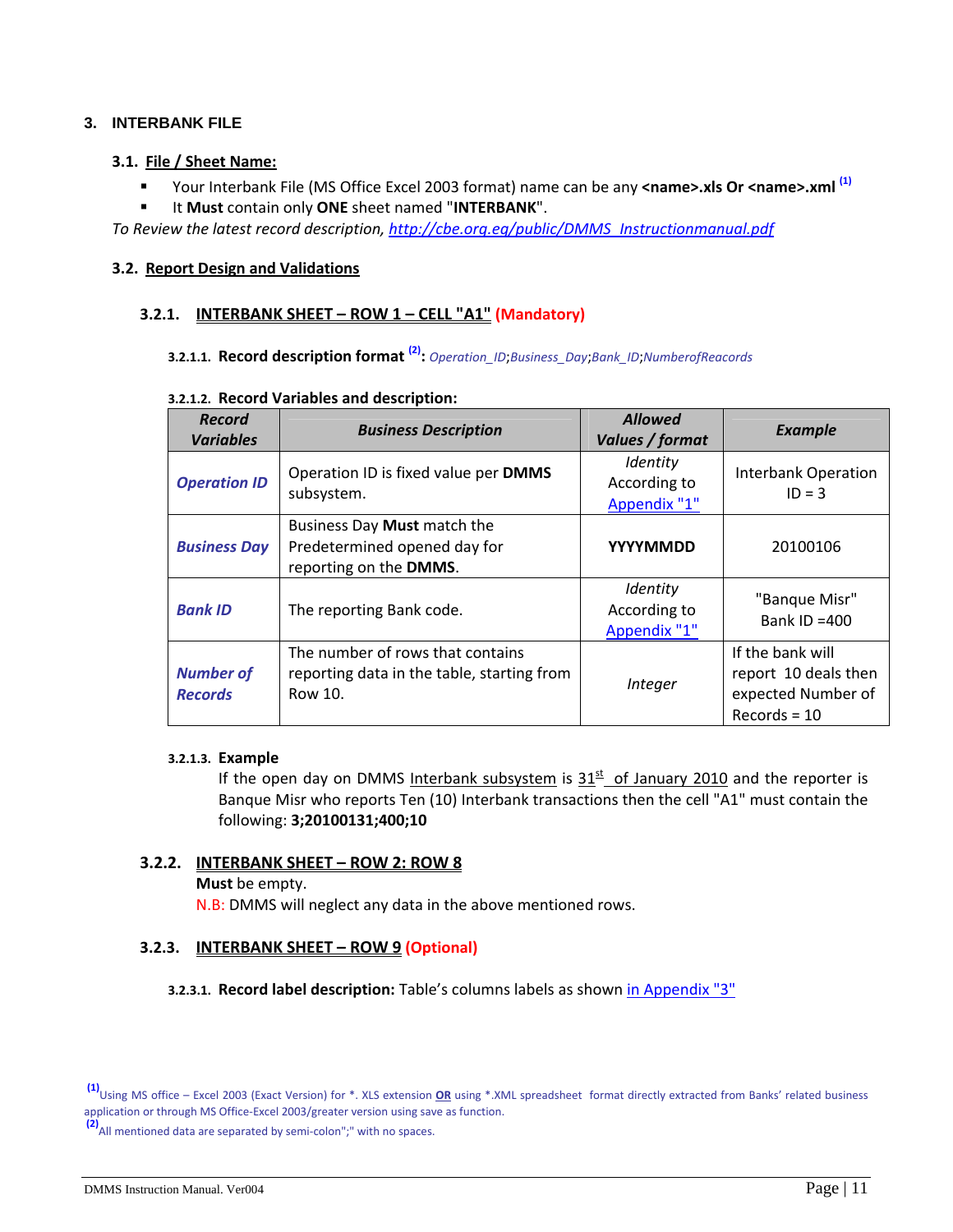## 3. INTERBANK FILE

### 3.1. File / Sheet Name:

- Your Interbank File (MS Office Excel 2003 format) name can be any **<name>.xls Or <name>.xml** [(1)]
- It **Must** contain only **ONE** sheet named "**INTERBANK**".

*To Review the latest record description, [http://cbe.org.eg/public/DMMS_Instructionmanual.pdf](http://cbe.org.eg/public/DMMS_Instructionmanual.pdf)*

### 3.2. Report Design and Validations

#### 3.2.1. INTERBANK SHEET – ROW 1 – CELL "A1" (Mandatory)

##### 3.2.1.1. Record description format [(2)]: *Operation_ID;Business_Day;Bank_ID;NumberofReacords*

##### 3.2.1.2. Record Variables and description:

| *Record Variables* | *Business Description* | *Allowed Values / format* | *Example* |
|---|---|---|---|
| ***Operation ID*** | Operation ID is fixed value per **DMMS** subsystem. | *Identity* According to Appendix "1" | Interbank Operation ID = 3 |
| ***Business Day*** | Business Day **Must** match the Predetermined opened day for reporting on the **DMMS**. | **YYYYMMDD** | 20100106 |
| ***Bank ID*** | The reporting Bank code. | *Identity* According to Appendix "1" | "Banque Misr" Bank ID =400 |
| ***Number of Records*** | The number of rows that contains reporting data in the table, starting from Row 10. | *Integer* | If the bank will report 10 deals then expected Number of Records = 10 |

##### 3.2.1.3. Example

If the open day on DMMS Interbank subsystem is 31st of January 2010 and the reporter is Banque Misr who reports Ten (10) Interbank transactions then the cell "A1" must contain the following: **3;20100131;400;10**

#### 3.2.2. INTERBANK SHEET – ROW 2: ROW 8

**Must** be empty.

N.B: DMMS will neglect any data in the above mentioned rows.

#### 3.2.3. INTERBANK SHEET – ROW 9 (Optional)

##### 3.2.3.1. Record label description: Table's columns labels as shown in Appendix "3"

---

[(1)] Using MS office – Excel 2003 (Exact Version) for *. XLS extension **OR** using *.XML spreadsheet format directly extracted from Banks' related business application or through MS Office-Excel 2003/greater version using save as function.

[(2)] All mentioned data are separated by semi-colon";" with no spaces.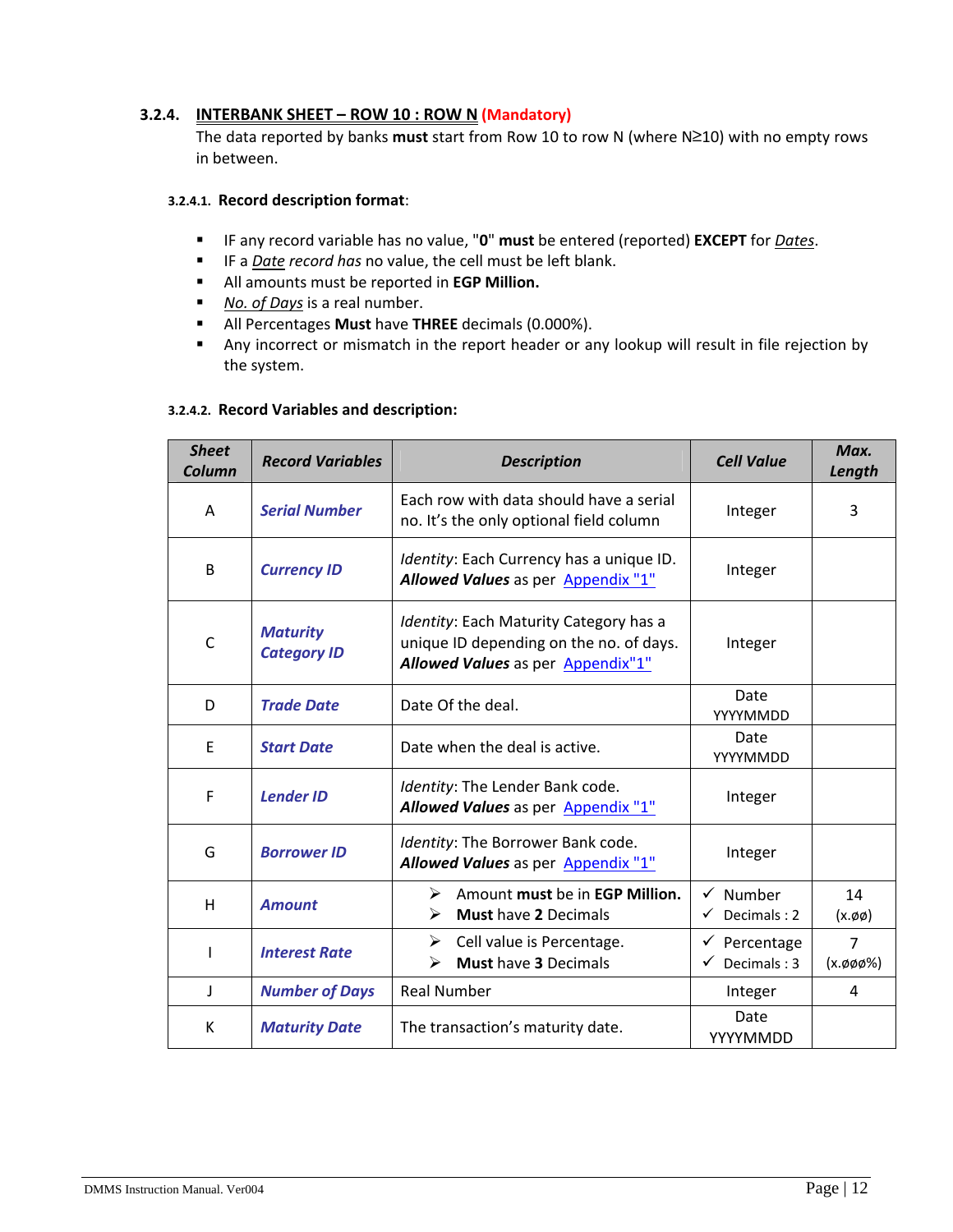### 3.2.4. INTERBANK SHEET – ROW 10 : ROW N (Mandatory)

The data reported by banks **must** start from Row 10 to row N (where N≥10) with no empty rows in between.

#### 3.2.4.1. Record description format:

- IF any record variable has no value, "**0**" **must** be entered (reported) **EXCEPT** for *Dates*.
- IF a *Date record has* no value, the cell must be left blank.
- All amounts must be reported in **EGP Million.**
- *No. of Days* is a real number.
- All Percentages **Must** have **THREE** decimals (0.000%).
- Any incorrect or mismatch in the report header or any lookup will result in file rejection by the system.

#### 3.2.4.2. Record Variables and description:

| *Sheet Column* | *Record Variables* | *Description* | *Cell Value* | *Max. Length* |
|---|---|---|---|---|
| A | ***Serial Number*** | Each row with data should have a serial no. It's the only optional field column | Integer | 3 |
| B | ***Currency ID*** | *Identity*: Each Currency has a unique ID. ***Allowed Values*** as per Appendix "1" | Integer | |
| C | ***Maturity Category ID*** | *Identity*: Each Maturity Category has a unique ID depending on the no. of days. ***Allowed Values*** as per Appendix"1" | Integer | |
| D | ***Trade Date*** | Date Of the deal. | Date YYYYMMDD | |
| E | ***Start Date*** | Date when the deal is active. | Date YYYYMMDD | |
| F | ***Lender ID*** | *Identity*: The Lender Bank code. ***Allowed Values*** as per Appendix "1" | Integer | |
| G | ***Borrower ID*** | *Identity*: The Borrower Bank code. ***Allowed Values*** as per Appendix "1" | Integer | |
| H | ***Amount*** | ➢ Amount **must** be in **EGP Million.** ➢ **Must** have **2** Decimals | ✓ Number ✓ Decimals : 2 | 14 (x.øø) |
| I | ***Interest Rate*** | ➢ Cell value is Percentage. ➢ **Must have 3** Decimals | ✓ Percentage ✓ Decimals : 3 | 7 (x.øøø%) |
| J | ***Number of Days*** | Real Number | Integer | 4 |
| K | ***Maturity Date*** | The transaction's maturity date. | Date YYYYMMDD | |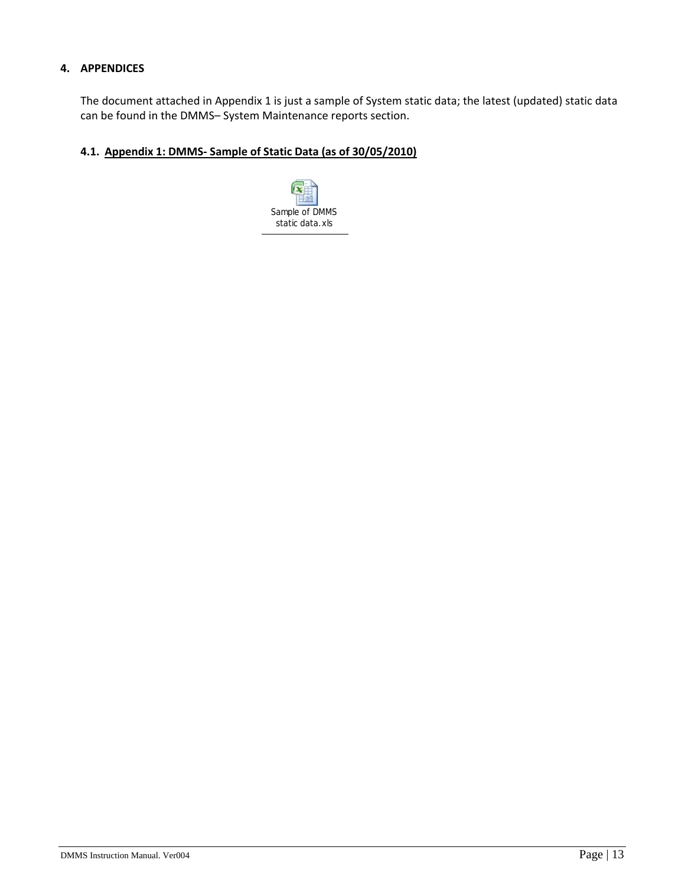## 4. APPENDICES

The document attached in Appendix 1 is just a sample of System static data; the latest (updated) static data can be found in the DMMS– System Maintenance reports section.

### 4.1. Appendix 1: DMMS- Sample of Static Data (as of 30/05/2010)

Sample of DMMS static data.xls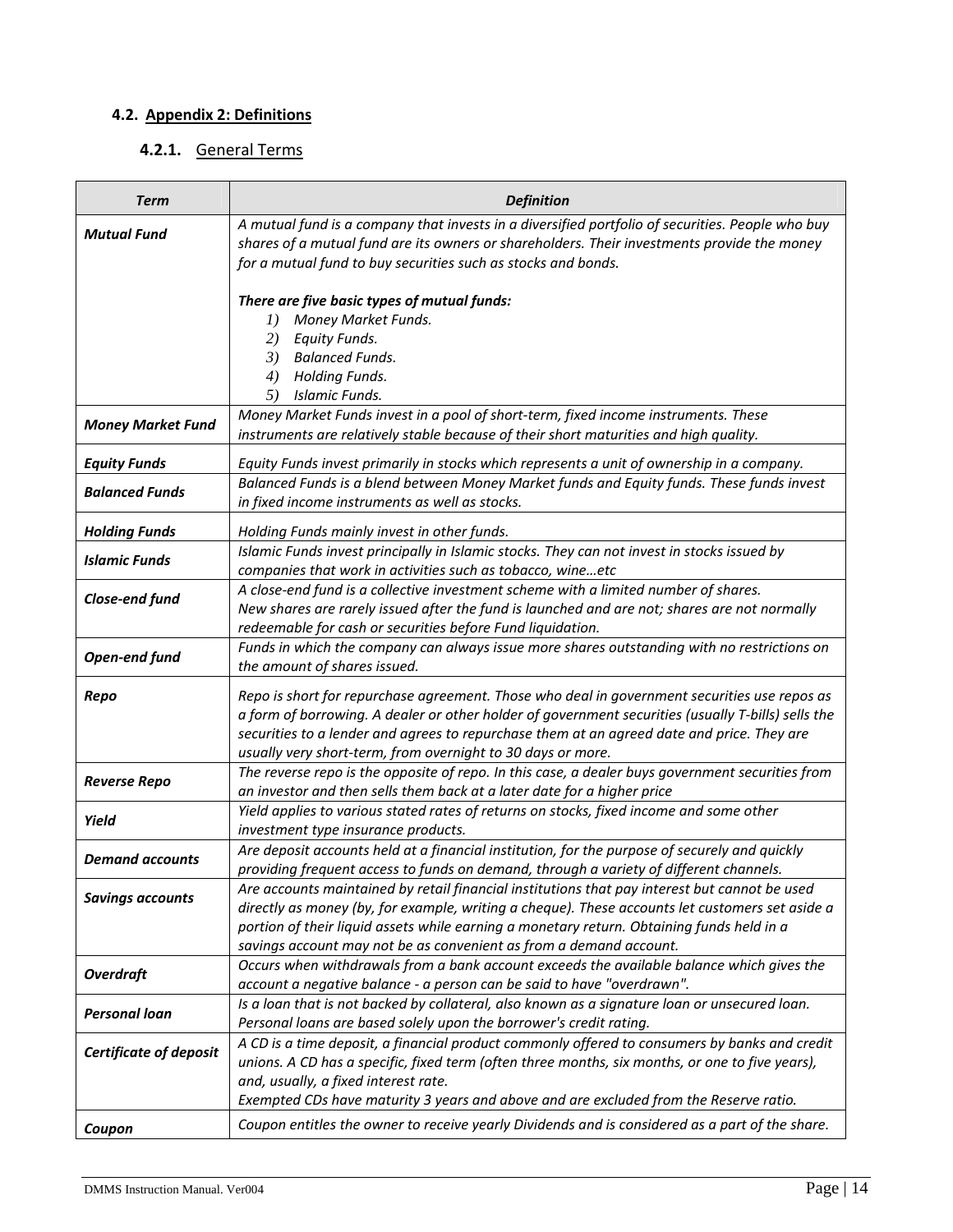### 4.2. Appendix 2: Definitions

#### 4.2.1. General Terms

| Term | Definition |
|---|---|
| ***Mutual Fund*** | *A mutual fund is a company that invests in a diversified portfolio of securities. People who buy shares of a mutual fund are its owners or shareholders. Their investments provide the money for a mutual fund to buy securities such as stocks and bonds.*<br><br>***There are five basic types of mutual funds:***<br>*1) Money Market Funds.*<br>*2) Equity Funds.*<br>*3) Balanced Funds.*<br>*4) Holding Funds.*<br>*5) Islamic Funds.* |
| ***Money Market Fund*** | *Money Market Funds invest in a pool of short-term, fixed income instruments. These instruments are relatively stable because of their short maturities and high quality.* |
| ***Equity Funds*** | *Equity Funds invest primarily in stocks which represents a unit of ownership in a company.* |
| ***Balanced Funds*** | *Balanced Funds is a blend between Money Market funds and Equity funds. These funds invest in fixed income instruments as well as stocks.* |
| ***Holding Funds*** | *Holding Funds mainly invest in other funds.* |
| ***Islamic Funds*** | *Islamic Funds invest principally in Islamic stocks. They can not invest in stocks issued by companies that work in activities such as tobacco, wine…etc* |
| ***Close-end fund*** | *A close-end fund is a collective investment scheme with a limited number of shares.*<br>*New shares are rarely issued after the fund is launched and are not; shares are not normally redeemable for cash or securities before Fund liquidation.* |
| ***Open-end fund*** | *Funds in which the company can always issue more shares outstanding with no restrictions on the amount of shares issued.* |
| ***Repo*** | *Repo is short for repurchase agreement. Those who deal in government securities use repos as a form of borrowing. A dealer or other holder of government securities (usually T-bills) sells the securities to a lender and agrees to repurchase them at an agreed date and price. They are usually very short-term, from overnight to 30 days or more.* |
| ***Reverse Repo*** | *The reverse repo is the opposite of repo. In this case, a dealer buys government securities from an investor and then sells them back at a later date for a higher price* |
| ***Yield*** | *Yield applies to various stated rates of returns on stocks, fixed income and some other investment type insurance products.* |
| ***Demand accounts*** | *Are deposit accounts held at a financial institution, for the purpose of securely and quickly providing frequent access to funds on demand, through a variety of different channels.* |
| ***Savings accounts*** | *Are accounts maintained by retail financial institutions that pay interest but cannot be used directly as money (by, for example, writing a cheque). These accounts let customers set aside a portion of their liquid assets while earning a monetary return. Obtaining funds held in a savings account may not be as convenient as from a demand account.* |
| ***Overdraft*** | *Occurs when withdrawals from a bank account exceeds the available balance which gives the account a negative balance - a person can be said to have "overdrawn".* |
| ***Personal loan*** | *Is a loan that is not backed by collateral, also known as a signature loan or unsecured loan. Personal loans are based solely upon the borrower's credit rating.* |
| ***Certificate of deposit*** | *A CD is a time deposit, a financial product commonly offered to consumers by banks and credit unions. A CD has a specific, fixed term (often three months, six months, or one to five years), and, usually, a fixed interest rate.*<br>*Exempted CDs have maturity 3 years and above and are excluded from the Reserve ratio.* |
| ***Coupon*** | *Coupon entitles the owner to receive yearly Dividends and is considered as a part of the share.* |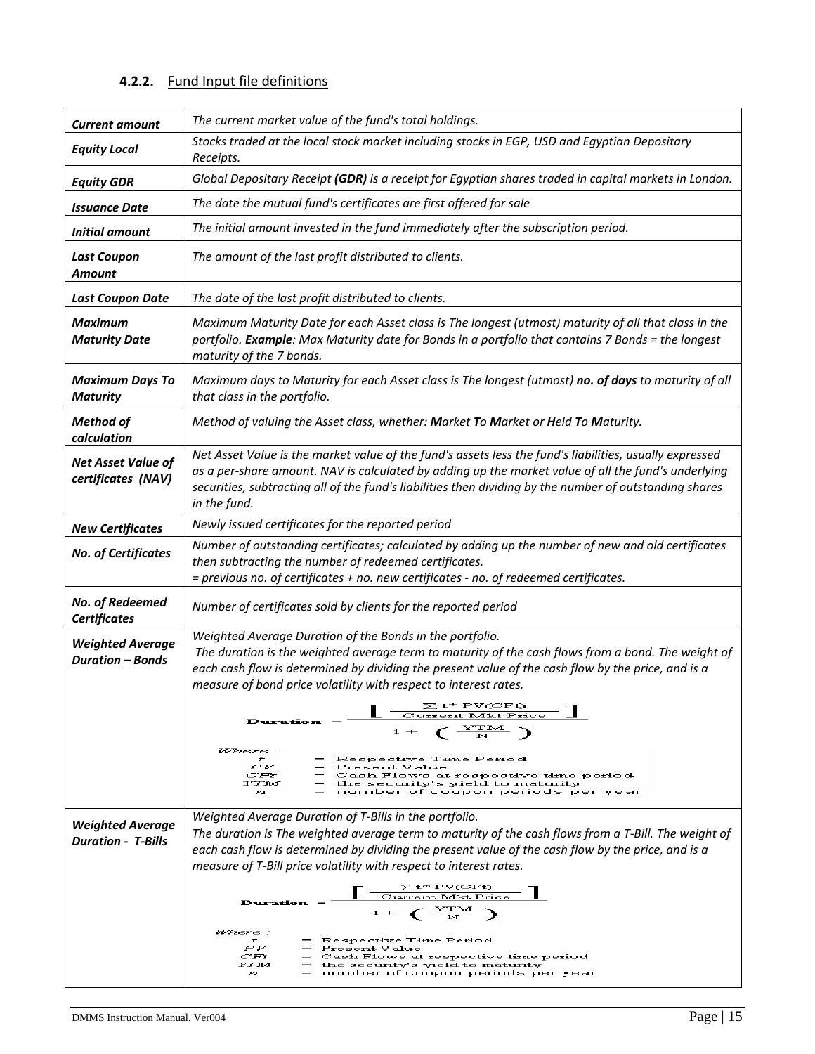### 4.2.2. Fund Input file definitions

| | |
|---|---|
| ***Current amount*** | *The current market value of the fund's total holdings.* |
| ***Equity Local*** | *Stocks traded at the local stock market including stocks in EGP, USD and Egyptian Depositary Receipts.* |
| ***Equity GDR*** | *Global Depositary Receipt **(GDR)** is a receipt for Egyptian shares traded in capital markets in London.* |
| ***Issuance Date*** | *The date the mutual fund's certificates are first offered for sale* |
| ***Initial amount*** | *The initial amount invested in the fund immediately after the subscription period.* |
| ***Last Coupon Amount*** | *The amount of the last profit distributed to clients.* |
| ***Last Coupon Date*** | *The date of the last profit distributed to clients.* |
| ***Maximum Maturity Date*** | *Maximum Maturity Date for each Asset class is The longest (utmost) maturity of all that class in the portfolio. **Example**: Max Maturity date for Bonds in a portfolio that contains 7 Bonds = the longest maturity of the 7 bonds.* |
| ***Maximum Days To Maturity*** | *Maximum days to Maturity for each Asset class is The longest (utmost) **no. of days** to maturity of all that class in the portfolio.* |
| ***Method of calculation*** | *Method of valuing the Asset class, whether: **M**arket **T**o **M**arket or **H**eld **T**o **M**aturity.* |
| ***Net Asset Value of certificates (NAV)*** | *Net Asset Value is the market value of the fund's assets less the fund's liabilities, usually expressed as a per-share amount. NAV is calculated by adding up the market value of all the fund's underlying securities, subtracting all of the fund's liabilities then dividing by the number of outstanding shares in the fund.* |
| ***New Certificates*** | *Newly issued certificates for the reported period* |
| ***No. of Certificates*** | *Number of outstanding certificates; calculated by adding up the number of new and old certificates then subtracting the number of redeemed certificates.*<br>*= previous no. of certificates + no. new certificates - no. of redeemed certificates.* |
| ***No. of Redeemed Certificates*** | *Number of certificates sold by clients for the reported period* |
| ***Weighted Average Duration – Bonds*** | *Weighted Average Duration of the Bonds in the portfolio.*<br>*The duration is the weighted average term to maturity of the cash flows from a bond. The weight of each cash flow is determined by dividing the present value of the cash flow by the price, and is a measure of bond price volatility with respect to interest rates.*<br>$$\text{Duration} = \frac{\left[\dfrac{\sum t^{*}\,PV(CFt)}{\text{Current Mkt Price}}\right]}{1+\left(\dfrac{YTM}{N}\right)}$$<br>*Where :*<br>$t$ = Respective Time Period<br>$PV$ = Present Value<br>$CFt$ = Cash Flows at respective time period<br>$YTM$ = the security's yield to maturity<br>$n$ = number of coupon periods per year |
| ***Weighted Average Duration - T-Bills*** | *Weighted Average Duration of T-Bills in the portfolio.*<br>*The duration is The weighted average term to maturity of the cash flows from a T-Bill. The weight of each cash flow is determined by dividing the present value of the cash flow by the price, and is a measure of T-Bill price volatility with respect to interest rates.*<br>$$\text{Duration} = \frac{\left[\dfrac{\sum t^{*}\,PV(CFt)}{\text{Current Mkt Price}}\right]}{1+\left(\dfrac{YTM}{N}\right)}$$<br>*Where :*<br>$t$ = Respective Time Period<br>$PV$ = Present Value<br>$CFt$ = Cash Flows at respective time period<br>$YTM$ = the security's yield to maturity<br>$n$ = number of coupon periods per year |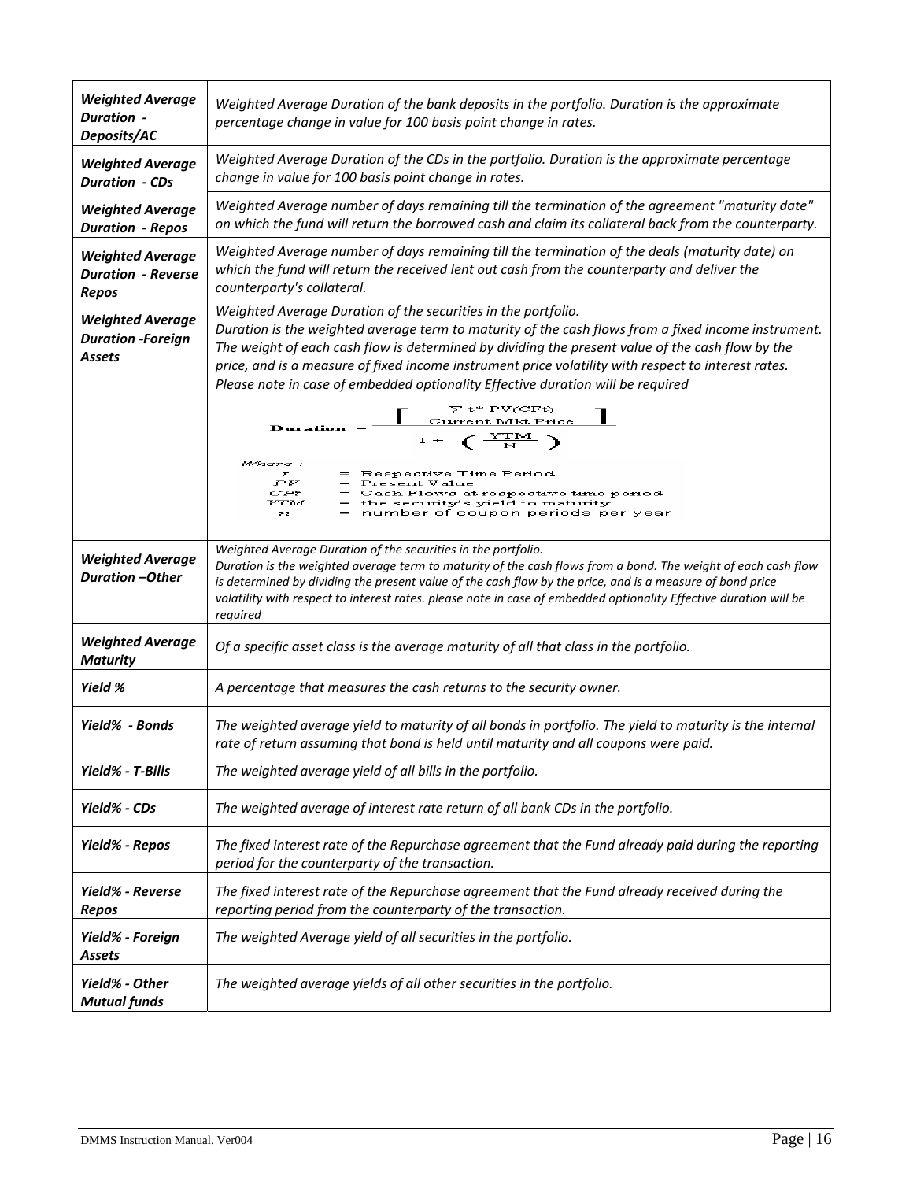| | |
|---|---|
| ***Weighted Average Duration - Deposits/AC*** | *Weighted Average Duration of the bank deposits in the portfolio. Duration is the approximate percentage change in value for 100 basis point change in rates.* |
| ***Weighted Average Duration - CDs*** | *Weighted Average Duration of the CDs in the portfolio. Duration is the approximate percentage change in value for 100 basis point change in rates.* |
| ***Weighted Average Duration - Repos*** | *Weighted Average number of days remaining till the termination of the agreement "maturity date" on which the fund will return the borrowed cash and claim its collateral back from the counterparty.* |
| ***Weighted Average Duration - Reverse Repos*** | *Weighted Average number of days remaining till the termination of the deals (maturity date) on which the fund will return the received lent out cash from the counterparty and deliver the counterparty's collateral.* |
| ***Weighted Average Duration -Foreign Assets*** | *Weighted Average Duration of the securities in the portfolio.* *Duration is the weighted average term to maturity of the cash flows from a fixed income instrument. The weight of each cash flow is determined by dividing the present value of the cash flow by the price, and is a measure of fixed income instrument price volatility with respect to interest rates. Please note in case of embedded optionality Effective duration will be required* $$\text{Duration} = \frac{\left[ \frac{\sum t^{*} PV(CFt)}{\text{Current Mkt Price}} \right]}{1 + \left( \frac{YTM}{N} \right)}$$ *Where :* $t$ = Respective Time Period; $PV$ = Present Value; $CFt$ = Cash Flows at respective time period; $YTM$ = the security's yield to maturity; $N$ = number of coupon periods per year |
| ***Weighted Average Duration –Other*** | *Weighted Average Duration of the securities in the portfolio.* *Duration is the weighted average term to maturity of the cash flows from a bond. The weight of each cash flow is determined by dividing the present value of the cash flow by the price, and is a measure of bond price volatility with respect to interest rates. please note in case of embedded optionality Effective duration will be required* |
| ***Weighted Average Maturity*** | *Of a specific asset class is the average maturity of all that class in the portfolio.* |
| ***Yield %*** | *A percentage that measures the cash returns to the security owner.* |
| ***Yield% - Bonds*** | *The weighted average yield to maturity of all bonds in portfolio. The yield to maturity is the internal rate of return assuming that bond is held until maturity and all coupons were paid.* |
| ***Yield% - T-Bills*** | *The weighted average yield of all bills in the portfolio.* |
| ***Yield% - CDs*** | *The weighted average of interest rate return of all bank CDs in the portfolio.* |
| ***Yield% - Repos*** | *The fixed interest rate of the Repurchase agreement that the Fund already paid during the reporting period for the counterparty of the transaction.* |
| ***Yield% - Reverse Repos*** | *The fixed interest rate of the Repurchase agreement that the Fund already received during the reporting period from the counterparty of the transaction.* |
| ***Yield% - Foreign Assets*** | *The weighted Average yield of all securities in the portfolio.* |
| ***Yield% - Other Mutual funds*** | *The weighted average yields of all other securities in the portfolio.* |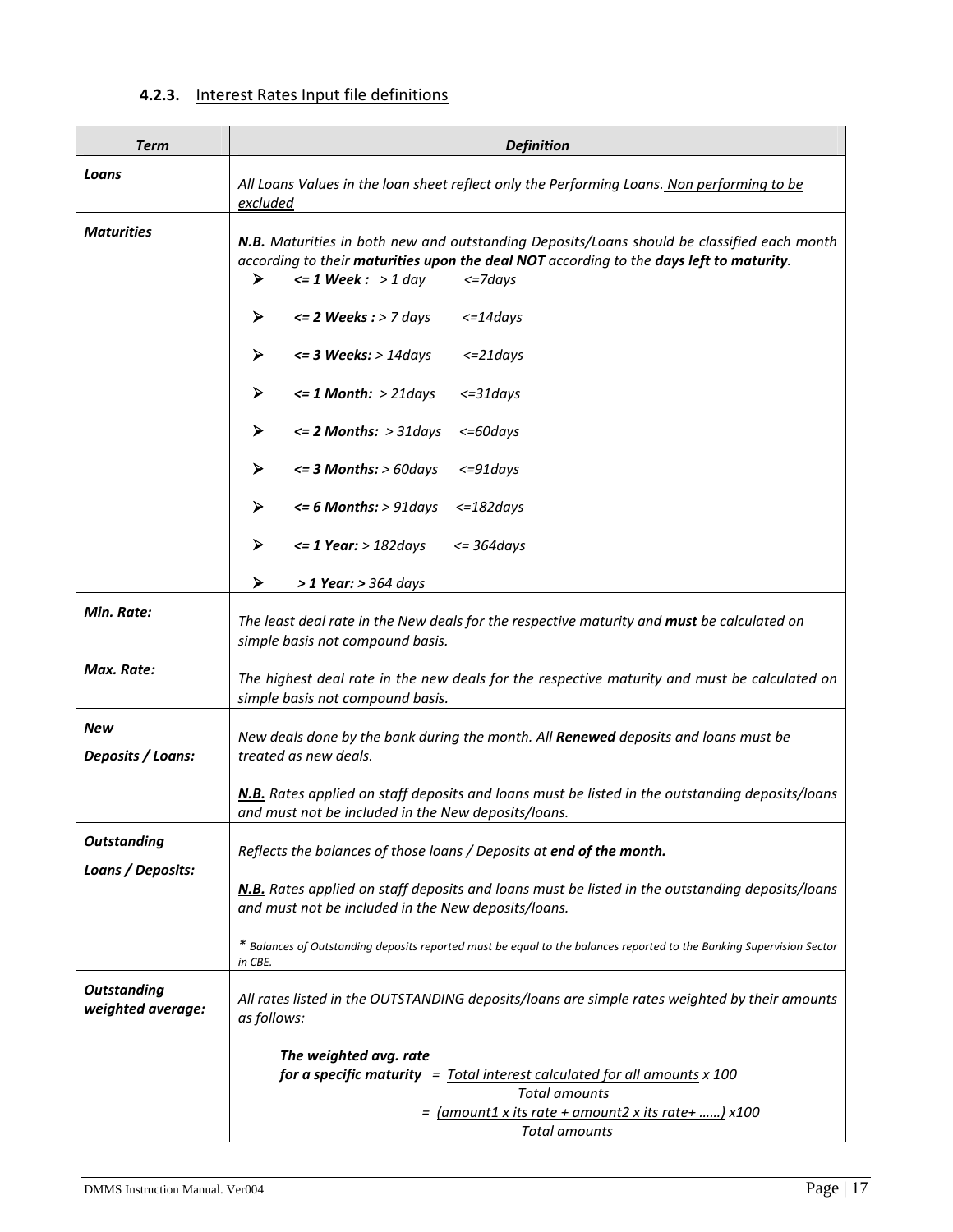#### 4.2.3. Interest Rates Input file definitions

| *Term* | *Definition* |
|---|---|
| ***Loans*** | *All Loans Values in the loan sheet reflect only the Performing Loans. <u>Non performing to be excluded</u>* |
| ***Maturities*** | ***N.B.*** *Maturities in both new and outstanding Deposits/Loans should be classified each month according to their* ***maturities upon the deal NOT*** *according to the* ***days left to maturity****.*<br>➢ ***<= 1 Week :*** *> 1 day <=7days*<br>➢ ***<= 2 Weeks :*** *> 7 days <=14days*<br>➢ ***<= 3 Weeks:*** *> 14days <=21days*<br>➢ ***<= 1 Month:*** *> 21days <=31days*<br>➢ ***<= 2 Months:*** *> 31days <=60days*<br>➢ ***<= 3 Months:*** *> 60days <=91days*<br>➢ ***<= 6 Months:*** *> 91days <=182days*<br>➢ ***<= 1 Year:*** *> 182days <= 364days*<br>➢ ***> 1 Year: >*** *364 days* |
| ***Min. Rate:*** | *The least deal rate in the New deals for the respective maturity and* ***must*** *be calculated on simple basis not compound basis.* |
| ***Max. Rate:*** | *The highest deal rate in the new deals for the respective maturity and must be calculated on simple basis not compound basis.* |
| ***New Deposits / Loans:*** | *New deals done by the bank during the month. All* ***Renewed*** *deposits and loans must be treated as new deals.*<br><br>***<u>N.B.</u>*** *Rates applied on staff deposits and loans must be listed in the outstanding deposits/loans and must not be included in the New deposits/loans.* |
| ***Outstanding Loans / Deposits:*** | *Reflects the balances of those loans / Deposits at* ***end of the month.***<br><br>***<u>N.B.</u>*** *Rates applied on staff deposits and loans must be listed in the outstanding deposits/loans and must not be included in the New deposits/loans.*<br><br>*\* Balances of Outstanding deposits reported must be equal to the balances reported to the Banking Supervision Sector in CBE.* |
| ***Outstanding weighted average:*** | *All rates listed in the OUTSTANDING deposits/loans are simple rates weighted by their amounts as follows:*<br><br>***The weighted avg. rate for a specific maturity*** $= \frac{\text{Total interest calculated for all amounts}}{\text{Total amounts}} \times 100 = \frac{(\text{amount1} \times \text{its rate} + \text{amount2} \times \text{its rate} + \ldots\ldots)}{\text{Total amounts}} \times 100$ |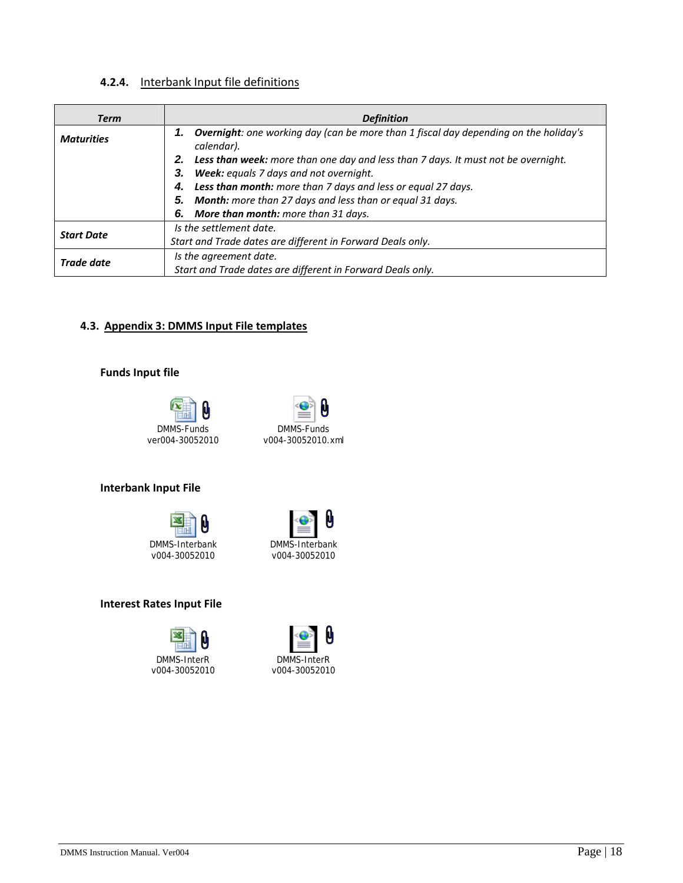#### 4.2.4. Interbank Input file definitions

| *Term* | *Definition* |
|---|---|
| ***Maturities*** | 1. ***Overnight***: *one working day (can be more than 1 fiscal day depending on the holiday's calendar).*<br>2. ***Less than week:*** *more than one day and less than 7 days. It must not be overnight.*<br>3. ***Week:*** *equals 7 days and not overnight.*<br>4. ***Less than month:*** *more than 7 days and less or equal 27 days.*<br>5. ***Month:*** *more than 27 days and less than or equal 31 days.*<br>6. ***More than month:*** *more than 31 days.* |
| ***Start Date*** | *Is the settlement date.*<br>*Start and Trade dates are different in Forward Deals only.* |
| ***Trade date*** | *Is the agreement date.*<br>*Start and Trade dates are different in Forward Deals only.* |

### 4.3. Appendix 3: DMMS Input File templates

**Funds Input file**

DMMS-Funds ver004-30052010

DMMS-Funds v004-30052010.xml

**Interbank Input File**

DMMS-Interbank v004-30052010

DMMS-Interbank v004-30052010

**Interest Rates Input File**

DMMS-InterR v004-30052010

DMMS-InterR v004-30052010